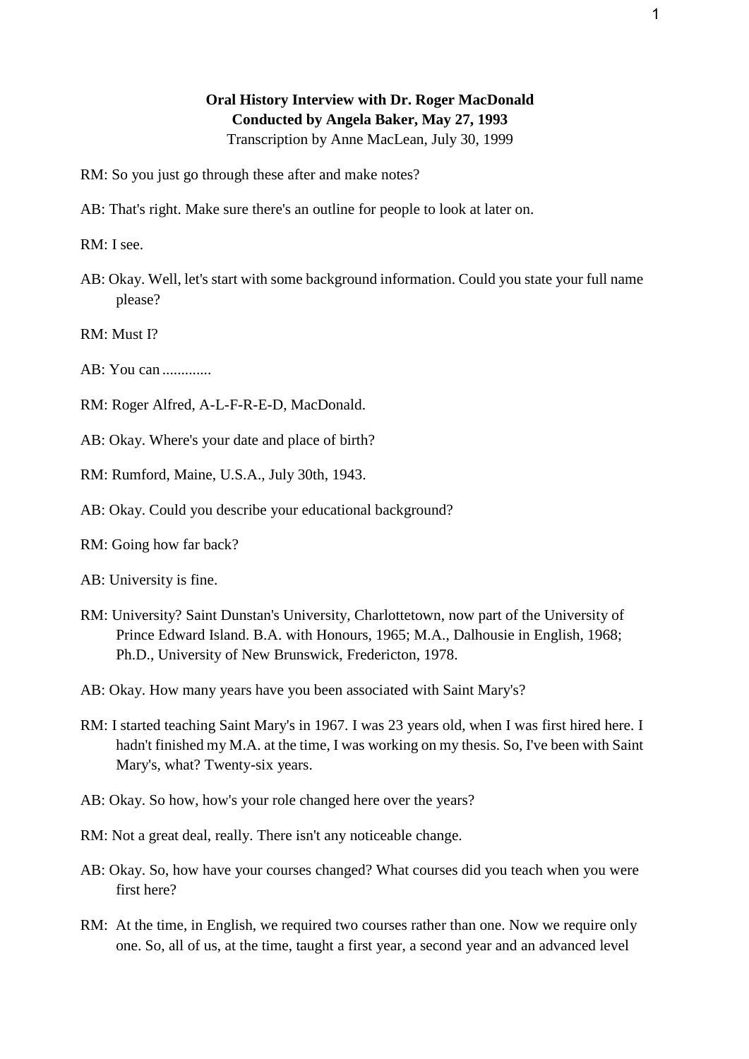**Oral History Interview with Dr. Roger MacDonald**
**Conducted by Angela Baker, May 27, 1993**
Transcription by Anne MacLean, July 30, 1999

RM: So you just go through these after and make notes?

AB: That's right. Make sure there's an outline for people to look at later on.

RM: I see.

AB: Okay. Well, let's start with some background information. Could you state your full name please?

RM: Must I?

AB: You can .............

RM: Roger Alfred, A-L-F-R-E-D, MacDonald.

AB: Okay. Where's your date and place of birth?

RM: Rumford, Maine, U.S.A., July 30th, 1943.

AB: Okay. Could you describe your educational background?

RM: Going how far back?

AB: University is fine.

RM: University? Saint Dunstan's University, Charlottetown, now part of the University of Prince Edward Island. B.A. with Honours, 1965; M.A., Dalhousie in English, 1968; Ph.D., University of New Brunswick, Fredericton, 1978.

AB: Okay. How many years have you been associated with Saint Mary's?

RM: I started teaching Saint Mary's in 1967. I was 23 years old, when I was first hired here. I hadn't finished my M.A. at the time, I was working on my thesis. So, I've been with Saint Mary's, what? Twenty-six years.

AB: Okay. So how, how's your role changed here over the years?

RM: Not a great deal, really. There isn't any noticeable change.

AB: Okay. So, how have your courses changed? What courses did you teach when you were first here?

RM: At the time, in English, we required two courses rather than one. Now we require only one. So, all of us, at the time, taught a first year, a second year and an advanced level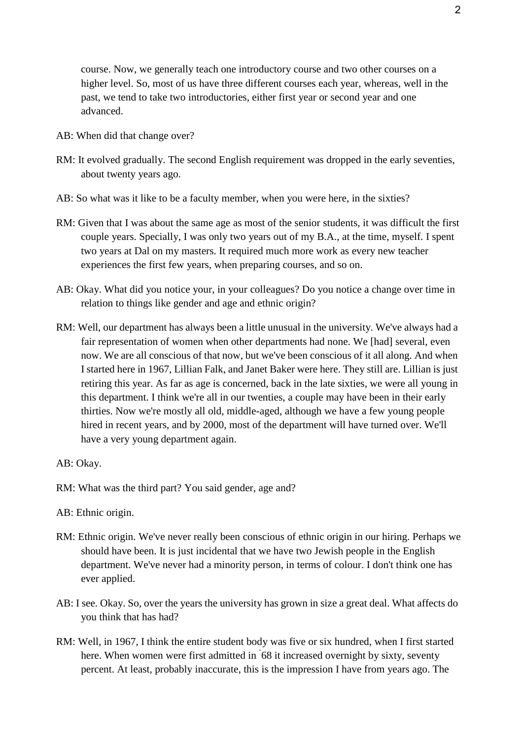course. Now, we generally teach one introductory course and two other courses on a higher level. So, most of us have three different courses each year, whereas, well in the past, we tend to take two introductories, either first year or second year and one advanced.

AB: When did that change over?

RM: It evolved gradually. The second English requirement was dropped in the early seventies, about twenty years ago.

AB: So what was it like to be a faculty member, when you were here, in the sixties?

RM: Given that I was about the same age as most of the senior students, it was difficult the first couple years. Specially, I was only two years out of my B.A., at the time, myself. I spent two years at Dal on my masters. It required much more work as every new teacher experiences the first few years, when preparing courses, and so on.

AB: Okay. What did you notice your, in your colleagues? Do you notice a change over time in relation to things like gender and age and ethnic origin?

RM: Well, our department has always been a little unusual in the university. We've always had a fair representation of women when other departments had none. We [had] several, even now. We are all conscious of that now, but we've been conscious of it all along. And when I started here in 1967, Lillian Falk, and Janet Baker were here. They still are. Lillian is just retiring this year. As far as age is concerned, back in the late sixties, we were all young in this department. I think we're all in our twenties, a couple may have been in their early thirties. Now we're mostly all old, middle-aged, although we have a few young people hired in recent years, and by 2000, most of the department will have turned over. We'll have a very young department again.

AB: Okay.

RM: What was the third part? You said gender, age and?

AB: Ethnic origin.

RM: Ethnic origin. We've never really been conscious of ethnic origin in our hiring. Perhaps we should have been. It is just incidental that we have two Jewish people in the English department. We've never had a minority person, in terms of colour. I don't think one has ever applied.

AB: I see. Okay. So, over the years the university has grown in size a great deal. What affects do you think that has had?

RM: Well, in 1967, I think the entire student body was five or six hundred, when I first started here. When women were first admitted in '68 it increased overnight by sixty, seventy percent. At least, probably inaccurate, this is the impression I have from years ago. The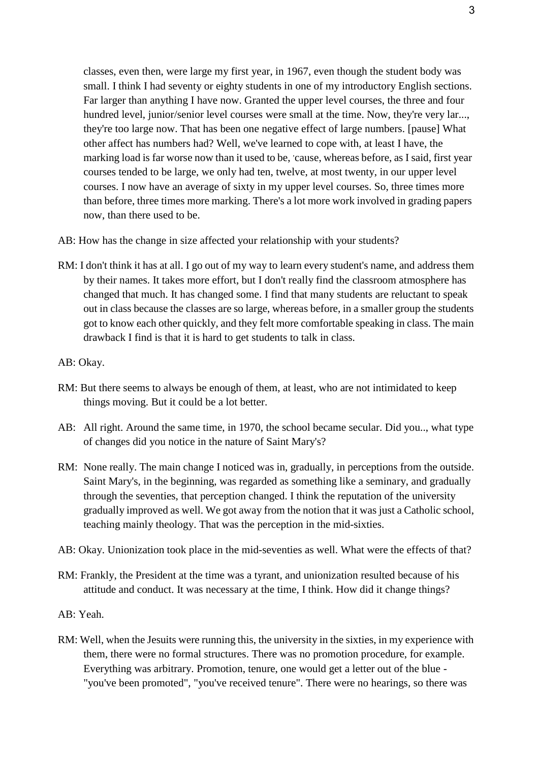classes, even then, were large my first year, in 1967, even though the student body was small. I think I had seventy or eighty students in one of my introductory English sections. Far larger than anything I have now. Granted the upper level courses, the three and four hundred level, junior/senior level courses were small at the time. Now, they're very lar..., they're too large now. That has been one negative effect of large numbers. [pause] What other affect has numbers had? Well, we've learned to cope with, at least I have, the marking load is far worse now than it used to be, 'cause, whereas before, as I said, first year courses tended to be large, we only had ten, twelve, at most twenty, in our upper level courses. I now have an average of sixty in my upper level courses. So, three times more than before, three times more marking. There's a lot more work involved in grading papers now, than there used to be.

AB: How has the change in size affected your relationship with your students?

RM: I don't think it has at all. I go out of my way to learn every student's name, and address them by their names. It takes more effort, but I don't really find the classroom atmosphere has changed that much. It has changed some. I find that many students are reluctant to speak out in class because the classes are so large, whereas before, in a smaller group the students got to know each other quickly, and they felt more comfortable speaking in class. The main drawback I find is that it is hard to get students to talk in class.

AB: Okay.

RM: But there seems to always be enough of them, at least, who are not intimidated to keep things moving. But it could be a lot better.

AB: All right. Around the same time, in 1970, the school became secular. Did you.., what type of changes did you notice in the nature of Saint Mary's?

RM: None really. The main change I noticed was in, gradually, in perceptions from the outside. Saint Mary's, in the beginning, was regarded as something like a seminary, and gradually through the seventies, that perception changed. I think the reputation of the university gradually improved as well. We got away from the notion that it was just a Catholic school, teaching mainly theology. That was the perception in the mid-sixties.

AB: Okay. Unionization took place in the mid-seventies as well. What were the effects of that?

RM: Frankly, the President at the time was a tyrant, and unionization resulted because of his attitude and conduct. It was necessary at the time, I think. How did it change things?

AB: Yeah.

RM: Well, when the Jesuits were running this, the university in the sixties, in my experience with them, there were no formal structures. There was no promotion procedure, for example. Everything was arbitrary. Promotion, tenure, one would get a letter out of the blue - "you've been promoted", "you've received tenure". There were no hearings, so there was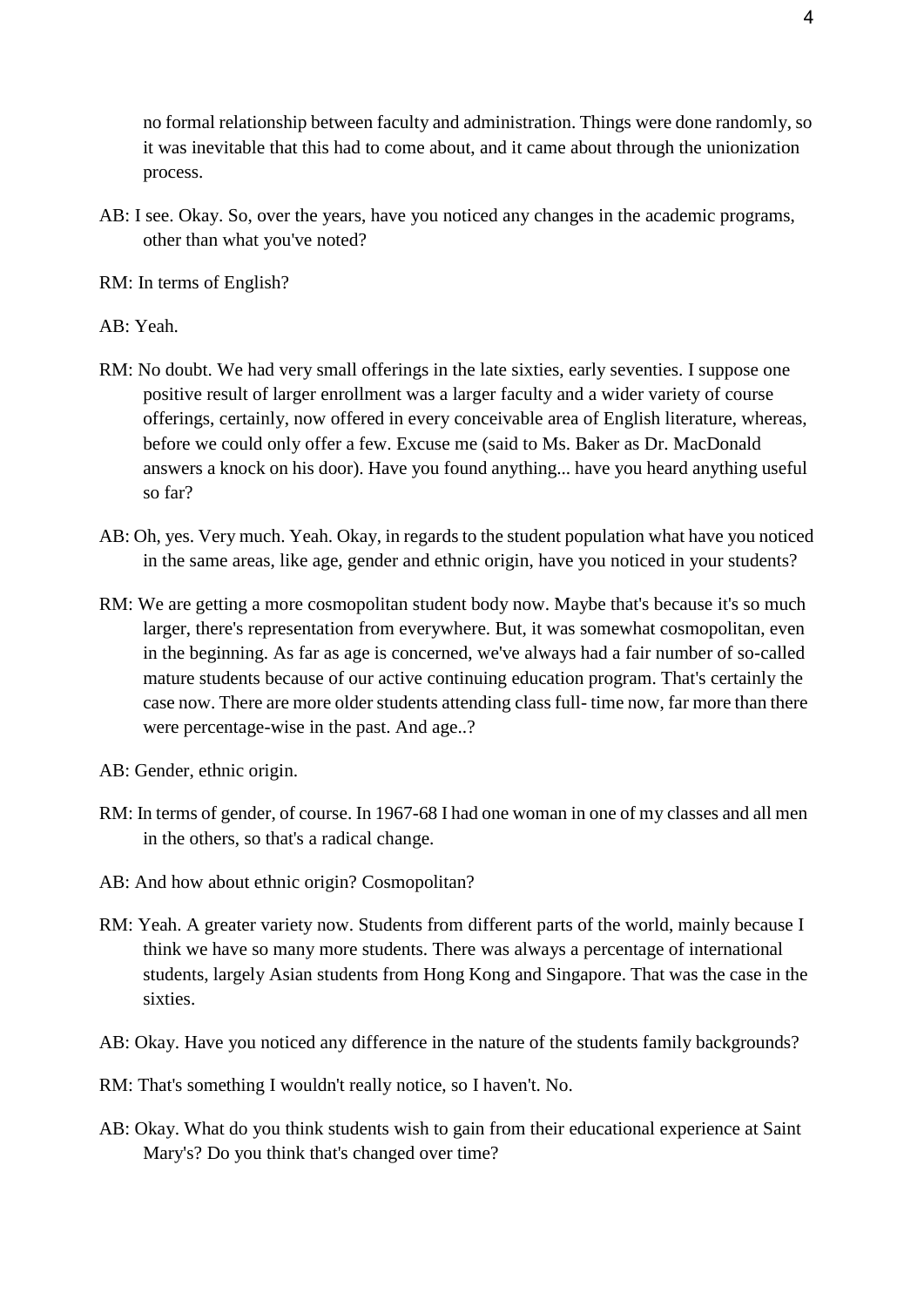no formal relationship between faculty and administration. Things were done randomly, so it was inevitable that this had to come about, and it came about through the unionization process.

AB: I see. Okay. So, over the years, have you noticed any changes in the academic programs, other than what you've noted?

RM: In terms of English?

AB: Yeah.

RM: No doubt. We had very small offerings in the late sixties, early seventies. I suppose one positive result of larger enrollment was a larger faculty and a wider variety of course offerings, certainly, now offered in every conceivable area of English literature, whereas, before we could only offer a few. Excuse me (said to Ms. Baker as Dr. MacDonald answers a knock on his door). Have you found anything... have you heard anything useful so far?

AB: Oh, yes. Very much. Yeah. Okay, in regards to the student population what have you noticed in the same areas, like age, gender and ethnic origin, have you noticed in your students?

RM: We are getting a more cosmopolitan student body now. Maybe that's because it's so much larger, there's representation from everywhere. But, it was somewhat cosmopolitan, even in the beginning. As far as age is concerned, we've always had a fair number of so-called mature students because of our active continuing education program. That's certainly the case now. There are more older students attending class full- time now, far more than there were percentage-wise in the past. And age..?

AB: Gender, ethnic origin.

RM: In terms of gender, of course. In 1967-68 I had one woman in one of my classes and all men in the others, so that's a radical change.

AB: And how about ethnic origin? Cosmopolitan?

RM: Yeah. A greater variety now. Students from different parts of the world, mainly because I think we have so many more students. There was always a percentage of international students, largely Asian students from Hong Kong and Singapore. That was the case in the sixties.

AB: Okay. Have you noticed any difference in the nature of the students family backgrounds?

RM: That's something I wouldn't really notice, so I haven't. No.

AB: Okay. What do you think students wish to gain from their educational experience at Saint Mary's? Do you think that's changed over time?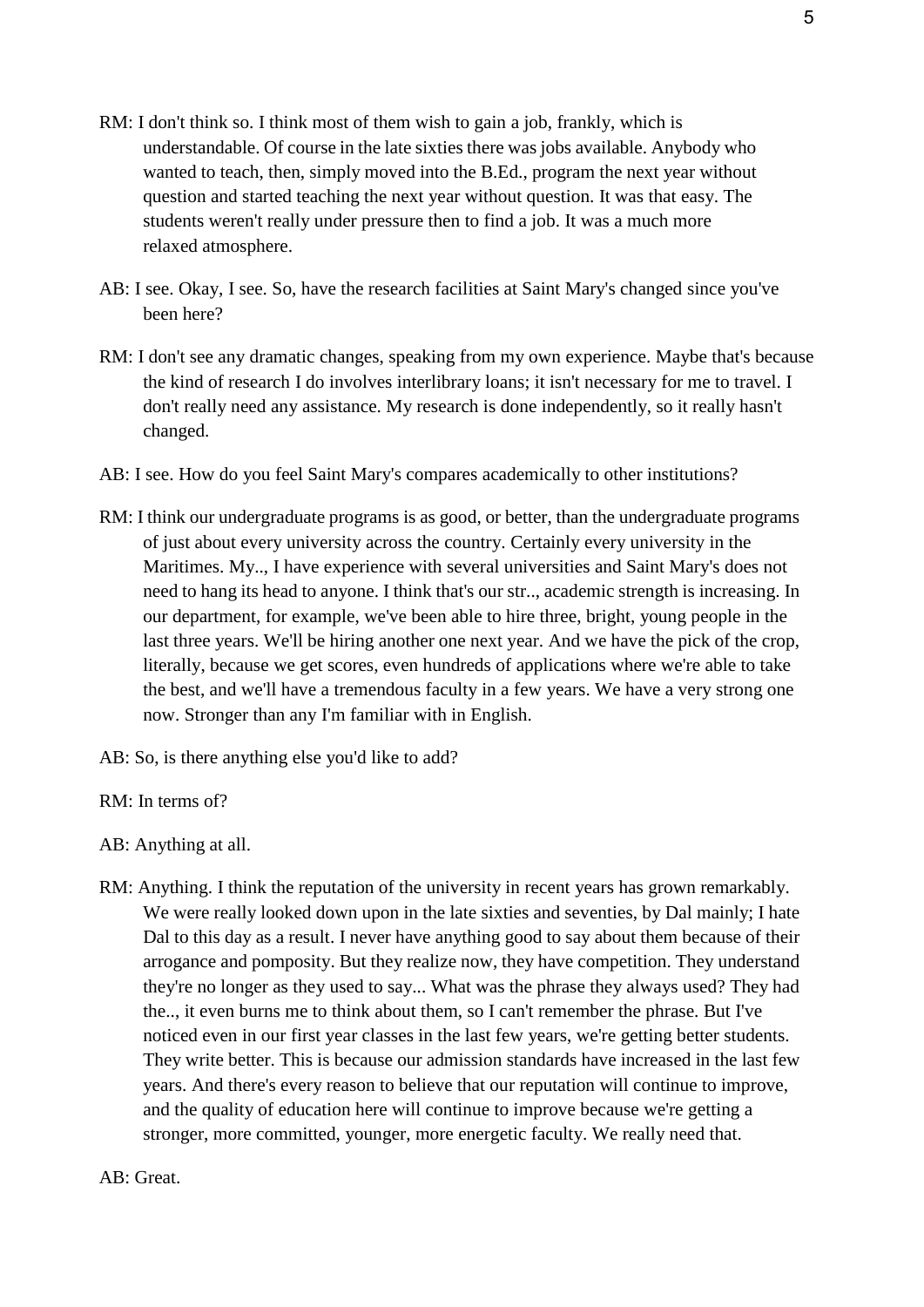RM: I don't think so. I think most of them wish to gain a job, frankly, which is understandable. Of course in the late sixties there was jobs available. Anybody who wanted to teach, then, simply moved into the B.Ed., program the next year without question and started teaching the next year without question. It was that easy. The students weren't really under pressure then to find a job. It was a much more relaxed atmosphere.

AB: I see. Okay, I see. So, have the research facilities at Saint Mary's changed since you've been here?

RM: I don't see any dramatic changes, speaking from my own experience. Maybe that's because the kind of research I do involves interlibrary loans; it isn't necessary for me to travel. I don't really need any assistance. My research is done independently, so it really hasn't changed.

AB: I see. How do you feel Saint Mary's compares academically to other institutions?

RM: I think our undergraduate programs is as good, or better, than the undergraduate programs of just about every university across the country. Certainly every university in the Maritimes. My.., I have experience with several universities and Saint Mary's does not need to hang its head to anyone. I think that's our str.., academic strength is increasing. In our department, for example, we've been able to hire three, bright, young people in the last three years. We'll be hiring another one next year. And we have the pick of the crop, literally, because we get scores, even hundreds of applications where we're able to take the best, and we'll have a tremendous faculty in a few years. We have a very strong one now. Stronger than any I'm familiar with in English.

AB: So, is there anything else you'd like to add?

RM: In terms of?

AB: Anything at all.

RM: Anything. I think the reputation of the university in recent years has grown remarkably. We were really looked down upon in the late sixties and seventies, by Dal mainly; I hate Dal to this day as a result. I never have anything good to say about them because of their arrogance and pomposity. But they realize now, they have competition. They understand they're no longer as they used to say... What was the phrase they always used? They had the.., it even burns me to think about them, so I can't remember the phrase. But I've noticed even in our first year classes in the last few years, we're getting better students. They write better. This is because our admission standards have increased in the last few years. And there's every reason to believe that our reputation will continue to improve, and the quality of education here will continue to improve because we're getting a stronger, more committed, younger, more energetic faculty. We really need that.

AB: Great.